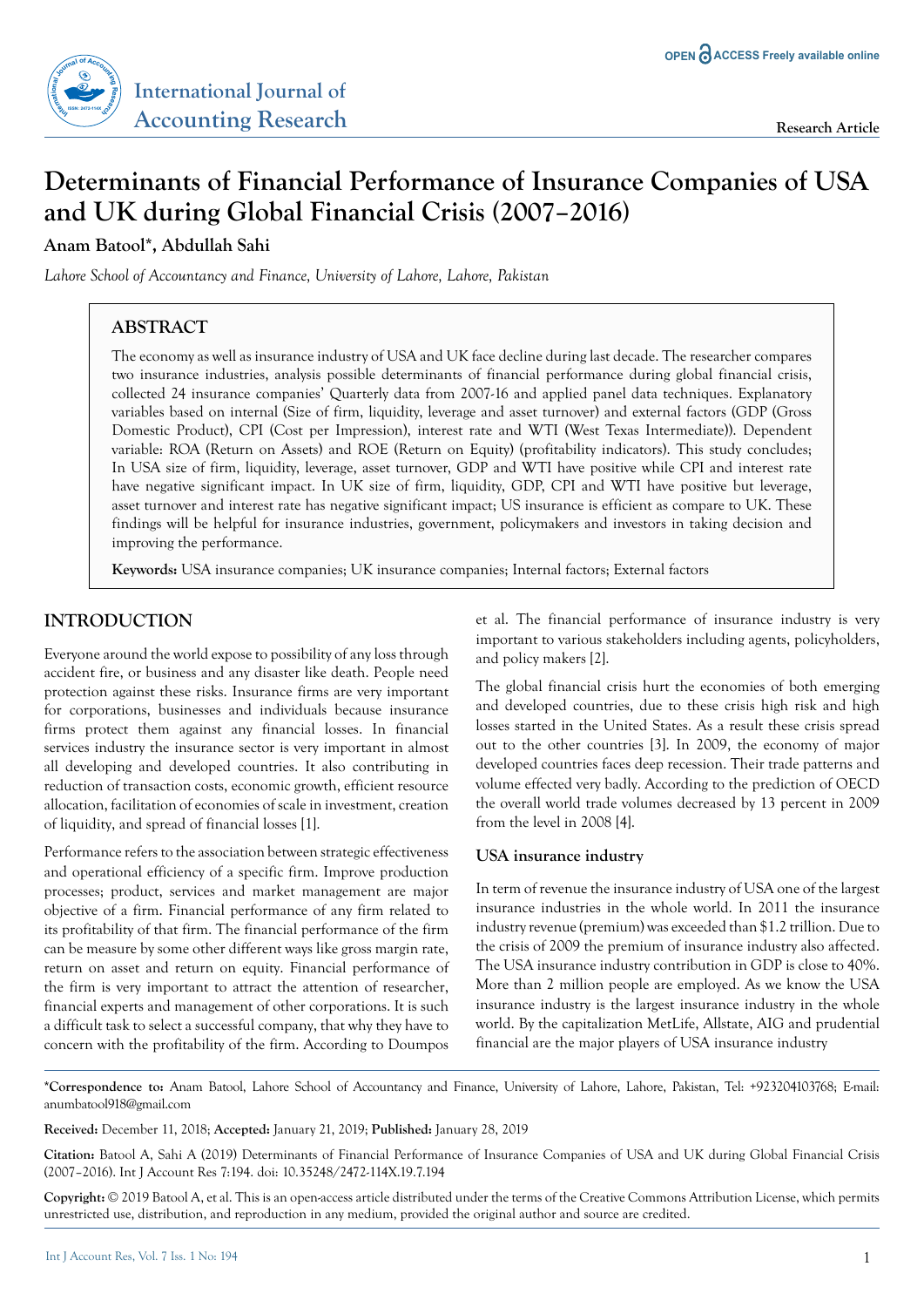International Journal of Accounting Research

Research Article

# Determinants of Financial Performance of Insurance Companies of USA and UK during Global Financial Crisis (2007–2016)

**Anam Batool\*, Abdullah Sahi**

*Lahore School of Accountancy and Finance, University of Lahore, Lahore, Pakistan*

## ABSTRACT

The economy as well as insurance industry of USA and UK face decline during last decade. The researcher compares two insurance industries, analysis possible determinants of financial performance during global financial crisis, collected 24 insurance companies' Quarterly data from 2007-16 and applied panel data techniques. Explanatory variables based on internal (Size of firm, liquidity, leverage and asset turnover) and external factors (GDP (Gross Domestic Product), CPI (Cost per Impression), interest rate and WTI (West Texas Intermediate)). Dependent variable: ROA (Return on Assets) and ROE (Return on Equity) (profitability indicators). This study concludes; In USA size of firm, liquidity, leverage, asset turnover, GDP and WTI have positive while CPI and interest rate have negative significant impact. In UK size of firm, liquidity, GDP, CPI and WTI have positive but leverage, asset turnover and interest rate has negative significant impact; US insurance is efficient as compare to UK. These findings will be helpful for insurance industries, government, policymakers and investors in taking decision and improving the performance.

**Keywords:** USA insurance companies; UK insurance companies; Internal factors; External factors

## INTRODUCTION

Everyone around the world expose to possibility of any loss through accident fire, or business and any disaster like death. People need protection against these risks. Insurance firms are very important for corporations, businesses and individuals because insurance firms protect them against any financial losses. In financial services industry the insurance sector is very important in almost all developing and developed countries. It also contributing in reduction of transaction costs, economic growth, efficient resource allocation, facilitation of economies of scale in investment, creation of liquidity, and spread of financial losses [1].

Performance refers to the association between strategic effectiveness and operational efficiency of a specific firm. Improve production processes; product, services and market management are major objective of a firm. Financial performance of any firm related to its profitability of that firm. The financial performance of the firm can be measure by some other different ways like gross margin rate, return on asset and return on equity. Financial performance of the firm is very important to attract the attention of researcher, financial experts and management of other corporations. It is such a difficult task to select a successful company, that why they have to concern with the profitability of the firm. According to Doumpos et al. The financial performance of insurance industry is very important to various stakeholders including agents, policyholders, and policy makers [2].

The global financial crisis hurt the economies of both emerging and developed countries, due to these crisis high risk and high losses started in the United States. As a result these crisis spread out to the other countries [3]. In 2009, the economy of major developed countries faces deep recession. Their trade patterns and volume effected very badly. According to the prediction of OECD the overall world trade volumes decreased by 13 percent in 2009 from the level in 2008 [4].

### USA insurance industry

In term of revenue the insurance industry of USA one of the largest insurance industries in the whole world. In 2011 the insurance industry revenue (premium) was exceeded than $1.2 trillion. Due to the crisis of 2009 the premium of insurance industry also affected. The USA insurance industry contribution in GDP is close to 40%. More than 2 million people are employed. As we know the USA insurance industry is the largest insurance industry in the whole world. By the capitalization MetLife, Allstate, AIG and prudential financial are the major players of USA insurance industry

---

**\*Correspondence to:** Anam Batool, Lahore School of Accountancy and Finance, University of Lahore, Lahore, Pakistan, Tel: +923204103768; E-mail: anumbatool918@gmail.com

**Received:** December 11, 2018; **Accepted:** January 21, 2019; **Published:** January 28, 2019

**Citation:** Batool A, Sahi A (2019) Determinants of Financial Performance of Insurance Companies of USA and UK during Global Financial Crisis (2007–2016). Int J Account Res 7:194. doi: 10.35248/2472-114X.19.7.194

**Copyright:** © 2019 Batool A, et al. This is an open-access article distributed under the terms of the Creative Commons Attribution License, which permits unrestricted use, distribution, and reproduction in any medium, provided the original author and source are credited.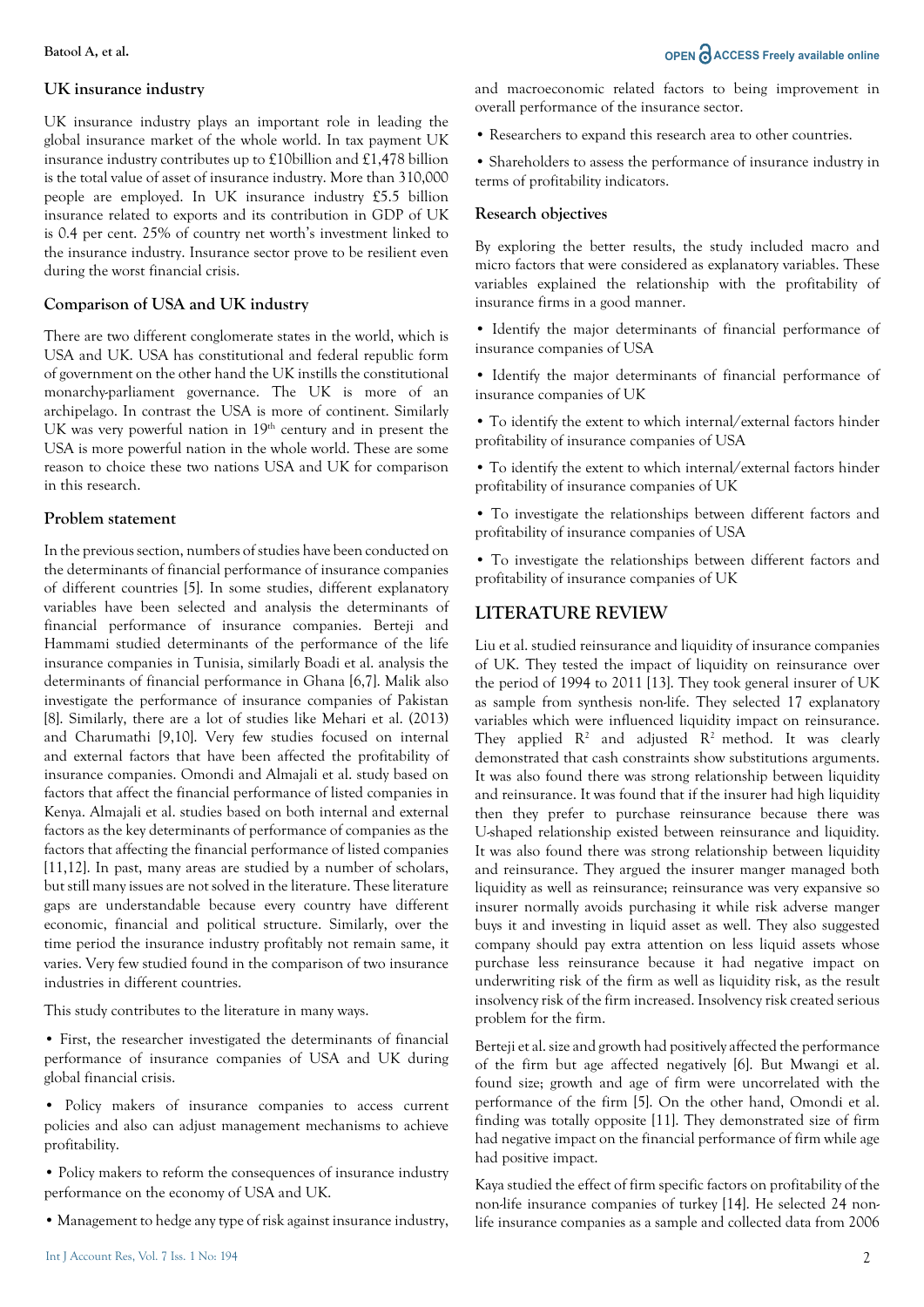## UK insurance industry

UK insurance industry plays an important role in leading the global insurance market of the whole world. In tax payment UK insurance industry contributes up to £10billion and £1,478 billion is the total value of asset of insurance industry. More than 310,000 people are employed. In UK insurance industry £5.5 billion insurance related to exports and its contribution in GDP of UK is 0.4 per cent. 25% of country net worth's investment linked to the insurance industry. Insurance sector prove to be resilient even during the worst financial crisis.

## Comparison of USA and UK industry

There are two different conglomerate states in the world, which is USA and UK. USA has constitutional and federal republic form of government on the other hand the UK instills the constitutional monarchy-parliament governance. The UK is more of an archipelago. In contrast the USA is more of continent. Similarly UK was very powerful nation in 19th century and in present the USA is more powerful nation in the whole world. These are some reason to choice these two nations USA and UK for comparison in this research.

## Problem statement

In the previous section, numbers of studies have been conducted on the determinants of financial performance of insurance companies of different countries [5]. In some studies, different explanatory variables have been selected and analysis the determinants of financial performance of insurance companies. Berteji and Hammami studied determinants of the performance of the life insurance companies in Tunisia, similarly Boadi et al. analysis the determinants of financial performance in Ghana [6,7]. Malik also investigate the performance of insurance companies of Pakistan [8]. Similarly, there are a lot of studies like Mehari et al. (2013) and Charumathi [9,10]. Very few studies focused on internal and external factors that have been affected the profitability of insurance companies. Omondi and Almajali et al. study based on factors that affect the financial performance of listed companies in Kenya. Almajali et al. studies based on both internal and external factors as the key determinants of performance of companies as the factors that affecting the financial performance of listed companies [11,12]. In past, many areas are studied by a number of scholars, but still many issues are not solved in the literature. These literature gaps are understandable because every country have different economic, financial and political structure. Similarly, over the time period the insurance industry profitably not remain same, it varies. Very few studied found in the comparison of two insurance industries in different countries.

This study contributes to the literature in many ways.

- First, the researcher investigated the determinants of financial performance of insurance companies of USA and UK during global financial crisis.
- Policy makers of insurance companies to access current policies and also can adjust management mechanisms to achieve profitability.
- Policy makers to reform the consequences of insurance industry performance on the economy of USA and UK.
- Management to hedge any type of risk against insurance industry, and macroeconomic related factors to being improvement in overall performance of the insurance sector.
- Researchers to expand this research area to other countries.
- Shareholders to assess the performance of insurance industry in terms of profitability indicators.

## Research objectives

By exploring the better results, the study included macro and micro factors that were considered as explanatory variables. These variables explained the relationship with the profitability of insurance firms in a good manner.

- Identify the major determinants of financial performance of insurance companies of USA
- Identify the major determinants of financial performance of insurance companies of UK
- To identify the extent to which internal/external factors hinder profitability of insurance companies of USA
- To identify the extent to which internal/external factors hinder profitability of insurance companies of UK
- To investigate the relationships between different factors and profitability of insurance companies of USA
- To investigate the relationships between different factors and profitability of insurance companies of UK

# LITERATURE REVIEW

Liu et al. studied reinsurance and liquidity of insurance companies of UK. They tested the impact of liquidity on reinsurance over the period of 1994 to 2011 [13]. They took general insurer of UK as sample from synthesis non-life. They selected 17 explanatory variables which were influenced liquidity impact on reinsurance. They applied $R^2$ and adjusted $R^2$ method. It was clearly demonstrated that cash constraints show substitutions arguments. It was also found there was strong relationship between liquidity and reinsurance. It was found that if the insurer had high liquidity then they prefer to purchase reinsurance because there was U-shaped relationship existed between reinsurance and liquidity. It was also found there was strong relationship between liquidity and reinsurance. They argued the insurer manger managed both liquidity as well as reinsurance; reinsurance was very expansive so insurer normally avoids purchasing it while risk adverse manger buys it and investing in liquid asset as well. They also suggested company should pay extra attention on less liquid assets whose purchase less reinsurance because it had negative impact on underwriting risk of the firm as well as liquidity risk, as the result insolvency risk of the firm increased. Insolvency risk created serious problem for the firm.

Berteji et al. size and growth had positively affected the performance of the firm but age affected negatively [6]. But Mwangi et al. found size; growth and age of firm were uncorrelated with the performance of the firm [5]. On the other hand, Omondi et al. finding was totally opposite [11]. They demonstrated that size of firm had negative impact on the financial performance of firm while age had positive impact.

Kaya studied the effect of firm specific factors on profitability of the non-life insurance companies of turkey [14]. He selected 24 non-life insurance companies as a sample and collected data from 2006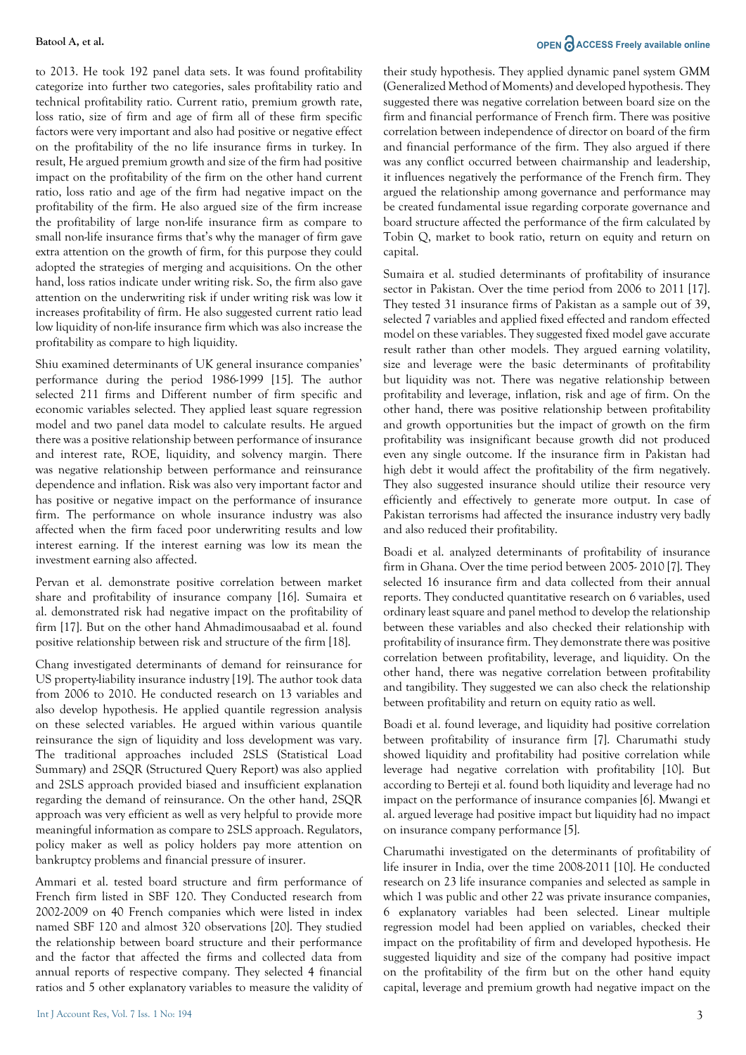to 2013. He took 192 panel data sets. It was found profitability categorize into further two categories, sales profitability ratio and technical profitability ratio. Current ratio, premium growth rate, loss ratio, size of firm and age of firm all of these firm specific factors were very important and also had positive or negative effect on the profitability of the no life insurance firms in turkey. In result, He argued premium growth and size of the firm had positive impact on the profitability of the firm on the other hand current ratio, loss ratio and age of the firm had negative impact on the profitability of the firm. He also argued size of the firm increase the profitability of large non-life insurance firm as compare to small non-life insurance firms that's why the manager of firm gave extra attention on the growth of firm, for this purpose they could adopted the strategies of merging and acquisitions. On the other hand, loss ratios indicate under writing risk. So, the firm also gave attention on the underwriting risk if under writing risk was low it increases profitability of firm. He also suggested current ratio lead low liquidity of non-life insurance firm which was also increase the profitability as compare to high liquidity.

Shiu examined determinants of UK general insurance companies' performance during the period 1986-1999 [15]. The author selected 211 firms and Different number of firm specific and economic variables selected. They applied least square regression model and two panel data model to calculate results. He argued there was a positive relationship between performance of insurance and interest rate, ROE, liquidity, and solvency margin. There was negative relationship between performance and reinsurance dependence and inflation. Risk was also very important factor and has positive or negative impact on the performance of insurance firm. The performance on whole insurance industry was also affected when the firm faced poor underwriting results and low interest earning. If the interest earning was low its mean the investment earning also affected.

Pervan et al. demonstrate positive correlation between market share and profitability of insurance company [16]. Sumaira et al. demonstrated risk had negative impact on the profitability of firm [17]. But on the other hand Ahmadimousaabad et al. found positive relationship between risk and structure of the firm [18].

Chang investigated determinants of demand for reinsurance for US property-liability insurance industry [19]. The author took data from 2006 to 2010. He conducted research on 13 variables and also develop hypothesis. He applied quantile regression analysis on these selected variables. He argued within various quantile reinsurance the sign of liquidity and loss development was vary. The traditional approaches included 2SLS (Statistical Load Summary) and 2SQR (Structured Query Report) was also applied and 2SLS approach provided biased and insufficient explanation regarding the demand of reinsurance. On the other hand, 2SQR approach was very efficient as well as very helpful to provide more meaningful information as compare to 2SLS approach. Regulators, policy maker as well as policy holders pay more attention on bankruptcy problems and financial pressure of insurer.

Ammari et al. tested board structure and firm performance of French firm listed in SBF 120. They Conducted research from 2002-2009 on 40 French companies which were listed in index named SBF 120 and almost 320 observations [20]. They studied the relationship between board structure and their performance and the factor that affected the firms and collected data from annual reports of respective company. They selected 4 financial ratios and 5 other explanatory variables to measure the validity of their study hypothesis. They applied dynamic panel system GMM (Generalized Method of Moments) and developed hypothesis. They suggested there was negative correlation between board size on the firm and financial performance of French firm. There was positive correlation between independence of director on board of the firm and financial performance of the firm. They also argued if there was any conflict occurred between chairmanship and leadership, it influences negatively the performance of the French firm. They argued the relationship among governance and performance may be created fundamental issue regarding corporate governance and board structure affected the performance of the firm calculated by Tobin Q, market to book ratio, return on equity and return on capital.

Sumaira et al. studied determinants of profitability of insurance sector in Pakistan. Over the time period from 2006 to 2011 [17]. They tested 31 insurance firms of Pakistan as a sample out of 39, selected 7 variables and applied fixed effected and random effected model on these variables. They suggested fixed model gave accurate result rather than other models. They argued earning volatility, size and leverage were the basic determinants of profitability but liquidity was not. There was negative relationship between profitability and leverage, inflation, risk and age of firm. On the other hand, there was positive relationship between profitability and growth opportunities but the impact of growth on the firm profitability was insignificant because growth did not produced even any single outcome. If the insurance firm in Pakistan had high debt it would affect the profitability of the firm negatively. They also suggested insurance should utilize their resource very efficiently and effectively to generate more output. In case of Pakistan terrorisms had affected the insurance industry very badly and also reduced their profitability.

Boadi et al. analyzed determinants of profitability of insurance firm in Ghana. Over the time period between 2005- 2010 [7]. They selected 16 insurance firm and data collected from their annual reports. They conducted quantitative research on 6 variables, used ordinary least square and panel method to develop the relationship between these variables and also checked their relationship with profitability of insurance firm. They demonstrate there was positive correlation between profitability, leverage, and liquidity. On the other hand, there was negative correlation between profitability and tangibility. They suggested we can also check the relationship between profitability and return on equity ratio as well.

Boadi et al. found leverage, and liquidity had positive correlation between profitability of insurance firm [7]. Charumathi study showed liquidity and profitability had positive correlation while leverage had negative correlation with profitability [10]. But according to Berteji et al. found both liquidity and leverage had no impact on the performance of insurance companies [6]. Mwangi et al. argued leverage had positive impact but liquidity had no impact on insurance company performance [5].

Charumathi investigated on the determinants of profitability of life insurer in India, over the time 2008-2011 [10]. He conducted research on 23 life insurance companies and selected as sample in which 1 was public and other 22 was private insurance companies, 6 explanatory variables had been selected. Linear multiple regression model had been applied on variables, checked their impact on the profitability of firm and developed hypothesis. He suggested liquidity and size of the company had positive impact on the profitability of the firm but on the other hand equity capital, leverage and premium growth had negative impact on the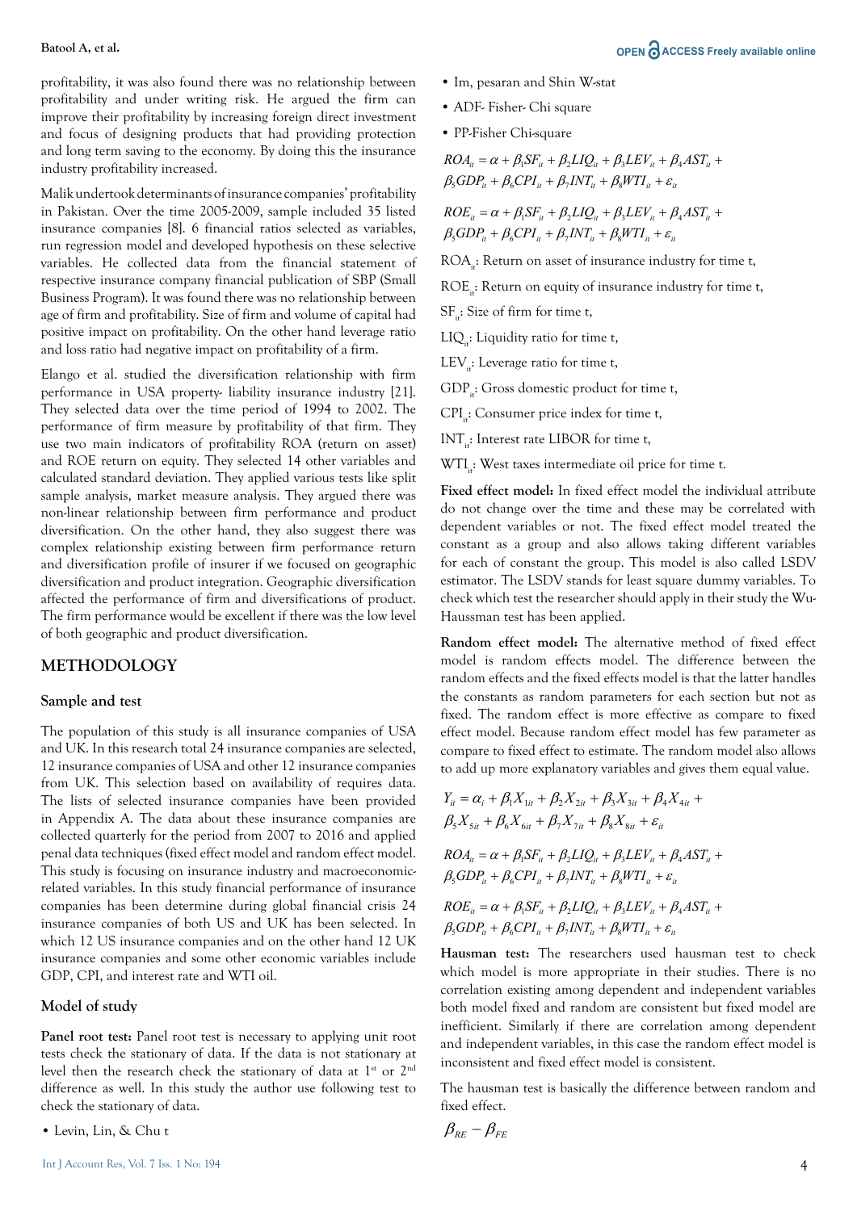profitability, it was also found there was no relationship between profitability and under writing risk. He argued the firm can improve their profitability by increasing foreign direct investment and focus of designing products that had providing protection and long term saving to the economy. By doing this the insurance industry profitability increased.

Malik undertook determinants of insurance companies' profitability in Pakistan. Over the time 2005-2009, sample included 35 listed insurance companies [8]. 6 financial ratios selected as variables, run regression model and developed hypothesis on these selective variables. He collected data from the financial statement of respective insurance company financial publication of SBP (Small Business Program). It was found there was no relationship between age of firm and profitability. Size of firm and volume of capital had positive impact on profitability. On the other hand leverage ratio and loss ratio had negative impact on profitability of a firm.

Elango et al. studied the diversification relationship with firm performance in USA property- liability insurance industry [21]. They selected data over the time period of 1994 to 2002. The performance of firm measure by profitability of that firm. They use two main indicators of profitability ROA (return on asset) and ROE return on equity. They selected 14 other variables and calculated standard deviation. They applied various tests like split sample analysis, market measure analysis. They argued there was non-linear relationship between firm performance and product diversification. On the other hand, they also suggest there was complex relationship existing between firm performance return and diversification profile of insurer if we focused on geographic diversification and product integration. Geographic diversification affected the performance of firm and diversifications of product. The firm performance would be excellent if there was the low level of both geographic and product diversification.

## METHODOLOGY

### Sample and test

The population of this study is all insurance companies of USA and UK. In this research total 24 insurance companies are selected, 12 insurance companies of USA and other 12 insurance companies from UK. This selection based on availability of requires data. The lists of selected insurance companies have been provided in Appendix A. The data about these insurance companies are collected quarterly for the period from 2007 to 2016 and applied penal data techniques (fixed effect model and random effect model. This study is focusing on insurance industry and macroeconomic-related variables. In this study financial performance of insurance companies has been determine during global financial crisis 24 insurance companies of both US and UK has been selected. In which 12 US insurance companies and on the other hand 12 UK insurance companies and some other economic variables include GDP, CPI, and interest rate and WTI oil.

### Model of study

**Panel root test:** Panel root test is necessary to applying unit root tests check the stationary of data. If the data is not stationary at level then the research check the stationary of data at 1st or 2nd difference as well. In this study the author use following test to check the stationary of data.

- Levin, Lin, & Chu t
- Im, pesaran and Shin W-stat
- ADF- Fisher- Chi square
- PP-Fisher Chi-square

$$ROA_{it} = \alpha + \beta_1 SF_{it} + \beta_2 LIQ_{it} + \beta_3 LEV_{it} + \beta_4 AST_{it} + \beta_5 GDP_{it} + \beta_6 CPI_{it} + \beta_7 INT_{it} + \beta_8 WTI_{it} + \varepsilon_{it}$$

$$ROE_{it} = \alpha + \beta_1 SF_{it} + \beta_2 LIQ_{it} + \beta_3 LEV_{it} + \beta_4 AST_{it} + \beta_5 GDP_{it} + \beta_6 CPI_{it} + \beta_7 INT_{it} + \beta_8 WTI_{it} + \varepsilon_{it}$$

$ROA_{it}$: Return on asset of insurance industry for time t,

$ROE_{it}$: Return on equity of insurance industry for time t,

$SF_{it}$: Size of firm for time t,

$LIQ_{it}$: Liquidity ratio for time t,

$LEV_{it}$: Leverage ratio for time t,

$GDP_{it}$: Gross domestic product for time t,

$CPI_{it}$: Consumer price index for time t,

$INT_{it}$: Interest rate LIBOR for time t,

$WTI_{it}$: West taxes intermediate oil price for time t.

**Fixed effect model:** In fixed effect model the individual attribute do not change over the time and these may be correlated with dependent variables or not. The fixed effect model treated the constant as a group and also allows taking different variables for each of constant the group. This model is also called LSDV estimator. The LSDV stands for least square dummy variables. To check which test the researcher should apply in their study the Wu-Haussman test has been applied.

**Random effect model:** The alternative method of fixed effect model is random effects model. The difference between the random effects and the fixed effects model is that the latter handles the constants as random parameters for each section but not as fixed. The random effect is more effective as compare to fixed effect model. Because random effect model has few parameter as compare to fixed effect to estimate. The random model also allows to add up more explanatory variables and gives them equal value.

$$Y_{it} = \alpha_i + \beta_1 X_{1it} + \beta_2 X_{2it} + \beta_3 X_{3it} + \beta_4 X_{4it} + \beta_5 X_{5it} + \beta_6 X_{6it} + \beta_7 X_{7it} + \beta_8 X_{8it} + \varepsilon_{it}$$

$$ROA_{it} = \alpha + \beta_1 SF_{it} + \beta_2 LIQ_{it} + \beta_3 LEV_{it} + \beta_4 AST_{it} + \beta_5 GDP_{it} + \beta_6 CPI_{it} + \beta_7 INT_{it} + \beta_8 WTI_{it} + \varepsilon_{it}$$

$$ROE_{it} = \alpha + \beta_1 SF_{it} + \beta_2 LIQ_{it} + \beta_3 LEV_{it} + \beta_4 AST_{it} + \beta_5 GDP_{it} + \beta_6 CPI_{it} + \beta_7 INT_{it} + \beta_8 WTI_{it} + \varepsilon_{it}$$

**Hausman test:** The researchers used hausman test to check which model is more appropriate in their studies. There is no correlation existing among dependent and independent variables both model fixed and random are consistent but fixed model are inefficient. Similarly if there are correlation among dependent and independent variables, in this case the random effect model is inconsistent and fixed effect model is consistent.

The hausman test is basically the difference between random and fixed effect.

$$\beta_{RE} - \beta_{FE}$$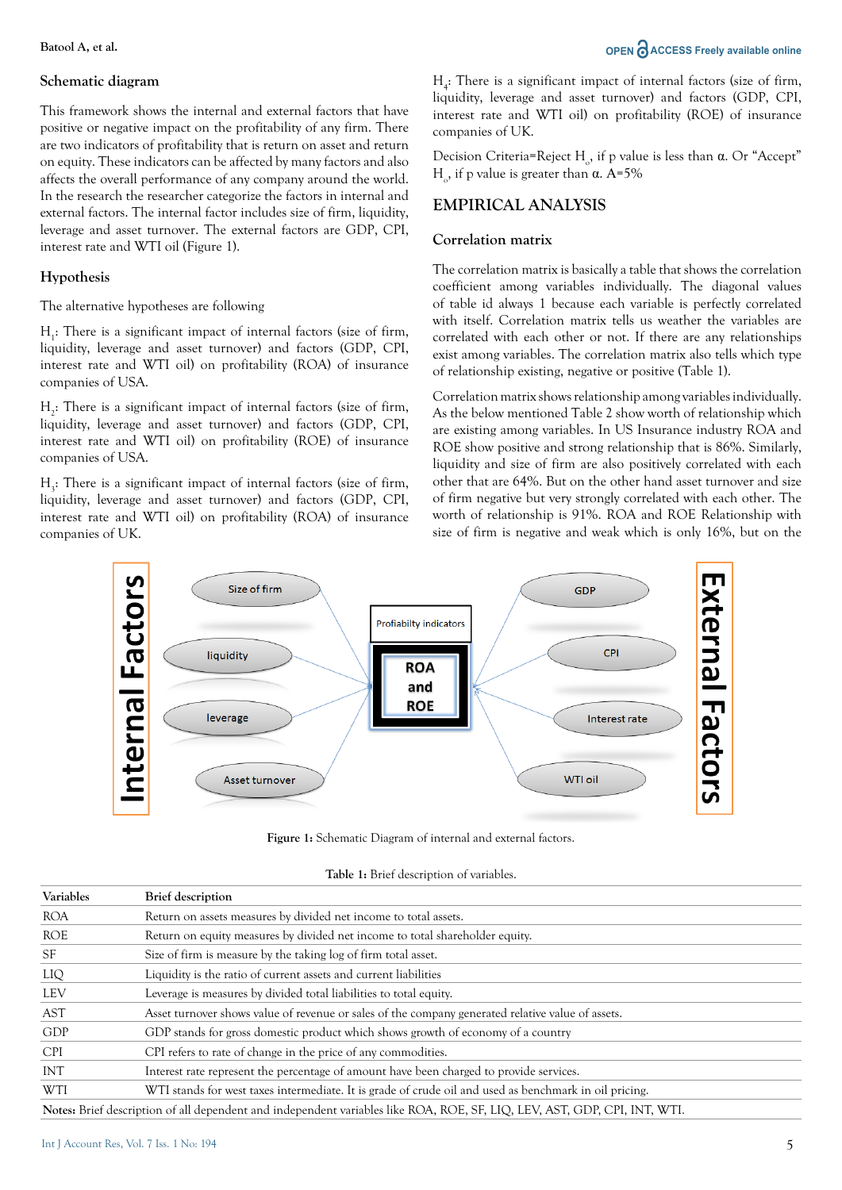## Schematic diagram

This framework shows the internal and external factors that have positive or negative impact on the profitability of any firm. There are two indicators of profitability that is return on asset and return on equity. These indicators can be affected by many factors and also affects the overall performance of any company around the world. In the research the researcher categorize the factors in internal and external factors. The internal factor includes size of firm, liquidity, leverage and asset turnover. The external factors are GDP, CPI, interest rate and WTI oil (Figure 1).

## Hypothesis

The alternative hypotheses are following

$H_1$: There is a significant impact of internal factors (size of firm, liquidity, leverage and asset turnover) and factors (GDP, CPI, interest rate and WTI oil) on profitability (ROA) of insurance companies of USA.

$H_2$: There is a significant impact of internal factors (size of firm, liquidity, leverage and asset turnover) and factors (GDP, CPI, interest rate and WTI oil) on profitability (ROE) of insurance companies of USA.

$H_3$: There is a significant impact of internal factors (size of firm, liquidity, leverage and asset turnover) and factors (GDP, CPI, interest rate and WTI oil) on profitability (ROA) of insurance companies of UK.

$H_4$: There is a significant impact of internal factors (size of firm, liquidity, leverage and asset turnover) and factors (GDP, CPI, interest rate and WTI oil) on profitability (ROE) of insurance companies of UK.

Decision Criteria=Reject $H_o$, if p value is less than α. Or "Accept" $H_o$, if p value is greater than α. A=5%

# EMPIRICAL ANALYSIS

## Correlation matrix

The correlation matrix is basically a table that shows the correlation coefficient among variables individually. The diagonal values of table id always 1 because each variable is perfectly correlated with itself. Correlation matrix tells us weather the variables are correlated with each other or not. If there are any relationships exist among variables. The correlation matrix also tells which type of relationship existing, negative or positive (Table 1).

Correlation matrix shows relationship among variables individually. As the below mentioned Table 2 show worth of relationship which are existing among variables. In US Insurance industry ROA and ROE show positive and strong relationship that is 86%. Similarly, liquidity and size of firm are also positively correlated with each other that are 64%. But on the other hand asset turnover and size of firm negative but very strongly correlated with each other. The worth of relationship is 91%. ROA and ROE Relationship with size of firm is negative and weak which is only 16%, but on the

**Figure 1:** Schematic Diagram of internal and external factors.

**Table 1:** Brief description of variables.

| Variables | Brief description |
|---|---|
| ROA | Return on assets measures by divided net income to total assets. |
| ROE | Return on equity measures by divided net income to total shareholder equity. |
| SF | Size of firm is measure by the taking log of firm total asset. |
| LIQ | Liquidity is the ratio of current assets and current liabilities |
| LEV | Leverage is measures by divided total liabilities to total equity. |
| AST | Asset turnover shows value of revenue or sales of the company generated relative value of assets. |
| GDP | GDP stands for gross domestic product which shows growth of economy of a country |
| CPI | CPI refers to rate of change in the price of any commodities. |
| INT | Interest rate represent the percentage of amount have been charged to provide services. |
| WTI | WTI stands for west taxes intermediate. It is grade of crude oil and used as benchmark in oil pricing. |

**Notes:** Brief description of all dependent and independent variables like ROA, ROE, SF, LIQ, LEV, AST, GDP, CPI, INT, WTI.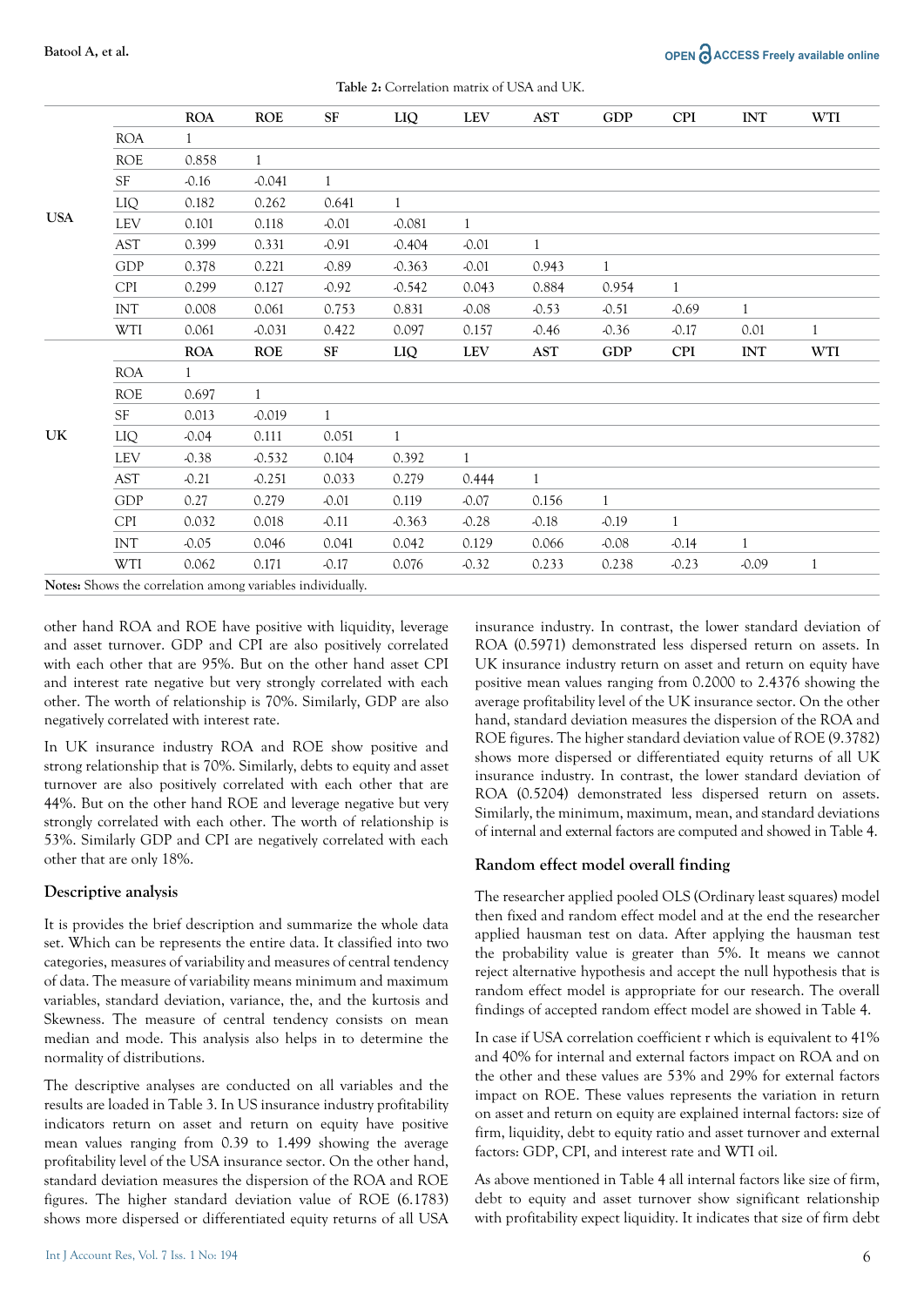Table 2: Correlation matrix of USA and UK.

| | | ROA | ROE | SF | LIQ | LEV | AST | GDP | CPI | INT | WTI |
|---|---|---|---|---|---|---|---|---|---|---|---|
| USA | ROA | 1 | | | | | | | | | |
| | ROE | 0.858 | 1 | | | | | | | | |
| | SF | -0.16 | -0.041 | 1 | | | | | | | |
| | LIQ | 0.182 | 0.262 | 0.641 | 1 | | | | | | |
| | LEV | 0.101 | 0.118 | -0.01 | -0.081 | 1 | | | | | |
| | AST | 0.399 | 0.331 | -0.91 | -0.404 | -0.01 | 1 | | | | |
| | GDP | 0.378 | 0.221 | -0.89 | -0.363 | -0.01 | 0.943 | 1 | | | |
| | CPI | 0.299 | 0.127 | -0.92 | -0.542 | 0.043 | 0.884 | 0.954 | 1 | | |
| | INT | 0.008 | 0.061 | 0.753 | 0.831 | -0.08 | -0.53 | -0.51 | -0.69 | 1 | |
| | WTI | 0.061 | -0.031 | 0.422 | 0.097 | 0.157 | -0.46 | -0.36 | -0.17 | 0.01 | 1 |
| | | ROA | ROE | SF | LIQ | LEV | AST | GDP | CPI | INT | WTI |
| UK | ROA | 1 | | | | | | | | | |
| | ROE | 0.697 | 1 | | | | | | | | |
| | SF | 0.013 | -0.019 | 1 | | | | | | | |
| | LIQ | -0.04 | 0.111 | 0.051 | 1 | | | | | | |
| | LEV | -0.38 | -0.532 | 0.104 | 0.392 | 1 | | | | | |
| | AST | -0.21 | -0.251 | 0.033 | 0.279 | 0.444 | 1 | | | | |
| | GDP | 0.27 | 0.279 | -0.01 | 0.119 | -0.07 | 0.156 | 1 | | | |
| | CPI | 0.032 | 0.018 | -0.11 | -0.363 | -0.28 | -0.18 | -0.19 | 1 | | |
| | INT | -0.05 | 0.046 | 0.041 | 0.042 | 0.129 | 0.066 | -0.08 | -0.14 | 1 | |
| | WTI | 0.062 | 0.171 | -0.17 | 0.076 | -0.32 | 0.233 | 0.238 | -0.23 | -0.09 | 1 |

**Notes:** Shows the correlation among variables individually.

other hand ROA and ROE have positive with liquidity, leverage and asset turnover. GDP and CPI are also positively correlated with each other that are 95%. But on the other hand asset CPI and interest rate negative but very strongly correlated with each other. The worth of relationship is 70%. Similarly, GDP are also negatively correlated with interest rate.

In UK insurance industry ROA and ROE show positive and strong relationship that is 70%. Similarly, debts to equity and asset turnover are also positively correlated with each other that are 44%. But on the other hand ROE and leverage negative but very strongly correlated with each other. The worth of relationship is 53%. Similarly GDP and CPI are negatively correlated with each other that are only 18%.

## Descriptive analysis

It is provides the brief description and summarize the whole data set. Which can be represents the entire data. It classified into two categories, measures of variability and measures of central tendency of data. The measure of variability means minimum and maximum variables, standard deviation, variance, the, and the kurtosis and Skewness. The measure of central tendency consists on mean median and mode. This analysis also helps in to determine the normality of distributions.

The descriptive analyses are conducted on all variables and the results are loaded in Table 3. In US insurance industry profitability indicators return on asset and return on equity have positive mean values ranging from 0.39 to 1.499 showing the average profitability level of the USA insurance sector. On the other hand, standard deviation measures the dispersion of the ROA and ROE figures. The higher standard deviation value of ROE (6.1783) shows more dispersed or differentiated equity returns of all USA insurance industry. In contrast, the lower standard deviation of ROA (0.5971) demonstrated less dispersed return on assets. In UK insurance industry return on asset and return on equity have positive mean values ranging from 0.2000 to 2.4376 showing the average profitability level of the UK insurance sector. On the other hand, standard deviation measures the dispersion of the ROA and ROE figures. The higher standard deviation value of ROE (9.3782) shows more dispersed or differentiated equity returns of all UK insurance industry. In contrast, the lower standard deviation of ROA (0.5204) demonstrated less dispersed return on assets. Similarly, the minimum, maximum, mean, and standard deviations of internal and external factors are computed and showed in Table 4.

## Random effect model overall finding

The researcher applied pooled OLS (Ordinary least squares) model then fixed and random effect model and at the end the researcher applied hausman test on data. After applying the hausman test the probability value is greater than 5%. It means we cannot reject alternative hypothesis and accept the null hypothesis that is random effect model is appropriate for our research. The overall findings of accepted random effect model are showed in Table 4.

In case if USA correlation coefficient r which is equivalent to 41% and 40% for internal and external factors impact on ROA and on the other and these values are 53% and 29% for external factors impact on ROE. These values represents the variation in return on asset and return on equity are explained internal factors: size of firm, liquidity, debt to equity ratio and asset turnover and external factors: GDP, CPI, and interest rate and WTI oil.

As above mentioned in Table 4 all internal factors like size of firm, debt to equity and asset turnover show significant relationship with profitability expect liquidity. It indicates that size of firm debt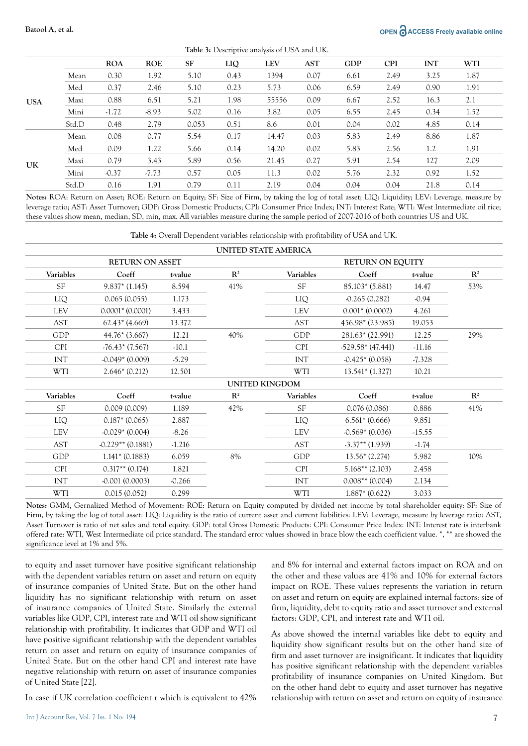**Table 3:** Descriptive analysis of USA and UK.

| | | ROA | ROE | SF | LIQ | LEV | AST | GDP | CPI | INT | WTI |
|---|---|---|---|---|---|---|---|---|---|---|---|
| USA | Mean | 0.30 | 1.92 | 5.10 | 0.43 | 1394 | 0.07 | 6.61 | 2.49 | 3.25 | 1.87 |
| | Med | 0.37 | 2.46 | 5.10 | 0.23 | 5.73 | 0.06 | 6.59 | 2.49 | 0.90 | 1.91 |
| | Maxi | 0.88 | 6.51 | 5.21 | 1.98 | 55556 | 0.09 | 6.67 | 2.52 | 16.3 | 2.1 |
| | Mini | -1.72 | -8.93 | 5.02 | 0.16 | 3.82 | 0.05 | 6.55 | 2.45 | 0.34 | 1.52 |
| | Std.D | 0.48 | 2.79 | 0.053 | 0.51 | 8.6 | 0.01 | 0.04 | 0.02 | 4.85 | 0.14 |
| UK | Mean | 0.08 | 0.77 | 5.54 | 0.17 | 14.47 | 0.03 | 5.83 | 2.49 | 8.86 | 1.87 |
| | Med | 0.09 | 1.22 | 5.66 | 0.14 | 14.20 | 0.02 | 5.83 | 2.56 | 1.2 | 1.91 |
| | Maxi | 0.79 | 3.43 | 5.89 | 0.56 | 21.45 | 0.27 | 5.91 | 2.54 | 127 | 2.09 |
| | Mini | -0.37 | -7.73 | 0.57 | 0.05 | 11.3 | 0.02 | 5.76 | 2.32 | 0.92 | 1.52 |
| | Std.D | 0.16 | 1.91 | 0.79 | 0.11 | 2.19 | 0.04 | 0.04 | 0.04 | 21.8 | 0.14 |

**Notes:** ROA: Return on Asset; ROE: Return on Equity; SF: Size of Firm, by taking the log of total asset; LIQ: Liquidity; LEV: Leverage, measure by leverage ratio; AST: Asset Turnover; GDP: Gross Domestic Products; CPI: Consumer Price Index; INT: Interest Rate; WTI: West Intermediate oil rice; these values show mean, median, SD, min, max. All variables measure during the sample period of 2007-2016 of both countries US and UK.

**Table 4:** Overall Dependent variables relationship with profitability of USA and UK.

| UNITED STATE AMERICA | | | | | | | |
|---|---|---|---|---|---|---|---|
| RETURN ON ASSET | | | | RETURN ON EQUITY | | | |
| Variables | Coeff | t-value | $R^2$ | Variables | Coeff | t-value | $R^2$ |
| SF | 9.837* (1.145) | 8.594 | 41% | SF | 85.103* (5.881) | 14.47 | 53% |
| LIQ | 0.065 (0.055) | 1.173 | | LIQ | -0.265 (0.282) | -0.94 | |
| LEV | 0.0001* (0.0001) | 3.433 | | LEV | 0.001* (0.0002) | 4.261 | |
| AST | 62.43* (4.669) | 13.372 | | AST | 456.98* (23.985) | 19.053 | |
| GDP | 44.76* (3.667) | 12.21 | 40% | GDP | 281.63* (22.991) | 12.25 | 29% |
| CPI | -76.43* (7.567) | -10.1 | | CPI | -529.58* (47.441) | -11.16 | |
| INT | -0.049* (0.009) | -5.29 | | INT | -0.425* (0.058) | -7.328 | |
| WTI | 2.646* (0.212) | 12.501 | | WTI | 13.541* (1.327) | 10.21 | |
| UNITED KINGDOM | | | | | | | |
| Variables | Coeff | t-value | $R^2$ | Variables | Coeff | t-value | $R^2$ |
| SF | 0.009 (0.009) | 1.189 | 42% | SF | 0.076 (0.086) | 0.886 | 41% |
| LIQ | 0.187* (0.065) | 2.887 | | LIQ | 6.561* (0.666) | 9.851 | |
| LEV | -0.029* (0.004) | -8.26 | | LEV | -0.569* (0.036) | -15.55 | |
| AST | -0.229** (0.1881) | -1.216 | | AST | -3.37** (1.939) | -1.74 | |
| GDP | 1.141* (0.1883) | 6.059 | 8% | GDP | 13.56* (2.274) | 5.982 | 10% |
| CPI | 0.317** (0.174) | 1.821 | | CPI | 5.168** (2.103) | 2.458 | |
| INT | -0.001 (0.0003) | -0.266 | | INT | 0.008** (0.004) | 2.134 | |
| WTI | 0.015 (0.052) | 0.299 | | WTI | 1.887* (0.622) | 3.033 | |

**Notes:** GMM, Gernalized Method of Movement: ROE: Return on Equity computed by divided net income by total shareholder equity: SF: Size of Firm, by taking the log of total asset: LIQ: Liquidity is the ratio of current asset and current liabilities: LEV: Leverage, measure by leverage ratio: AST, Asset Turnover is ratio of net sales and total equity: GDP: total Gross Domestic Products: CPI: Consumer Price Index: INT: Interest rate is interbank offered rate: WTI, West Intermediate oil price standard. The standard error values showed in brace blow the each coefficient value. *, ** are showed the significance level at 1% and 5%.

to equity and asset turnover have positive significant relationship with the dependent variables return on asset and return on equity of insurance companies of United State. But on the other hand liquidity has no significant relationship with return on asset of insurance companies of United State. Similarly the external variables like GDP, CPI, interest rate and WTI oil show significant relationship with profitability. It indicates that GDP and WTI oil have positive significant relationship with the dependent variables return on asset and return on equity of insurance companies of United State. But on the other hand CPI and interest rate have negative relationship with return on asset of insurance companies of United State [22].

In case if UK correlation coefficient r which is equivalent to 42% and 8% for internal and external factors impact on ROA and on the other and these values are 41% and 10% for external factors impact on ROE. These values represents the variation in return on asset and return on equity are explained internal factors: size of firm, liquidity, debt to equity ratio and asset turnover and external factors: GDP, CPI, and interest rate and WTI oil.

As above showed the internal variables like debt to equity and liquidity show significant results but on the other hand size of firm and asset turnover are insignificant. It indicates that liquidity has positive significant relationship with the dependent variables profitability of insurance companies on United Kingdom. But on the other hand debt to equity and asset turnover has negative relationship with return on asset and return on equity of insurance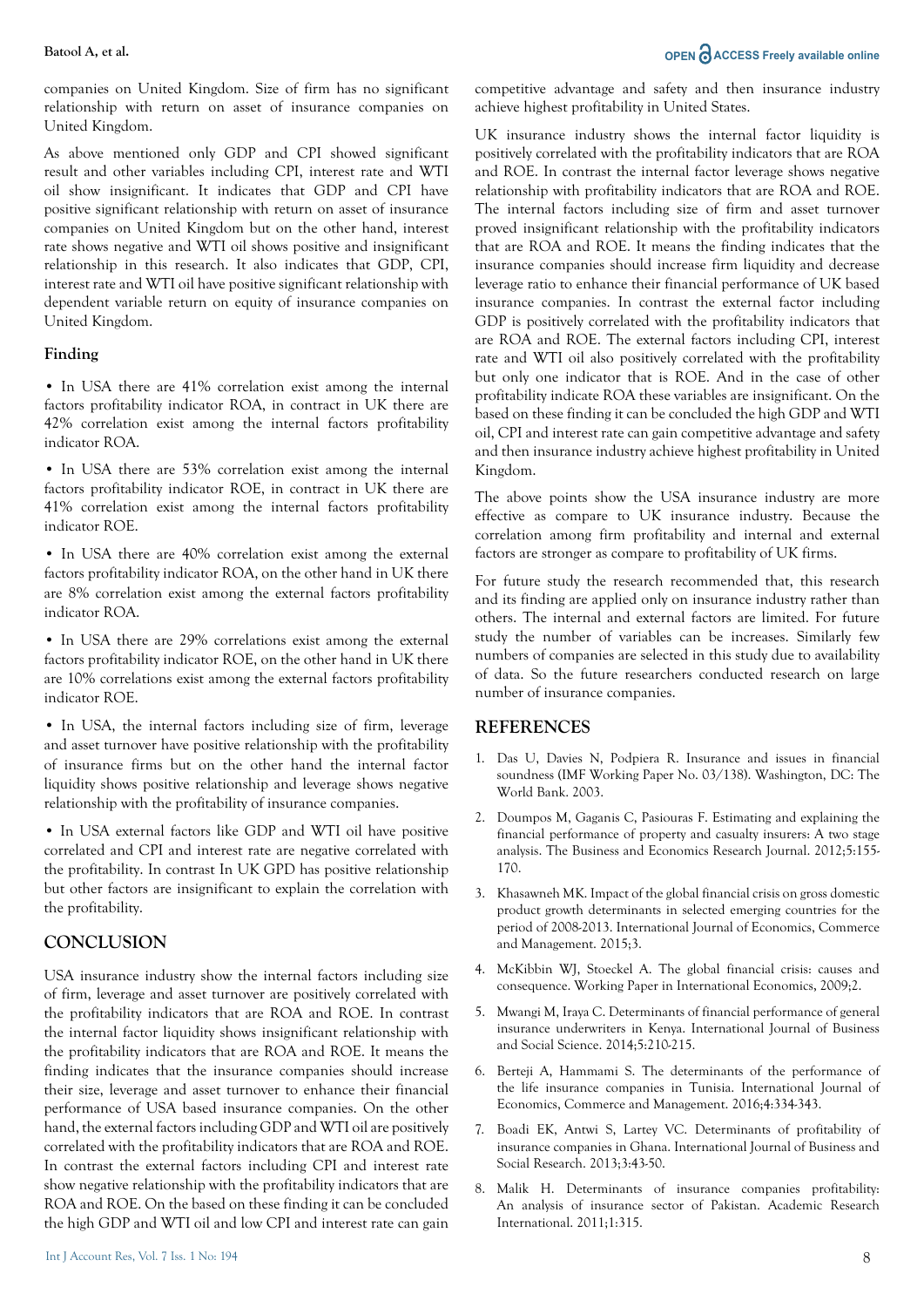companies on United Kingdom. Size of firm has no significant relationship with return on asset of insurance companies on United Kingdom.

As above mentioned only GDP and CPI showed significant result and other variables including CPI, interest rate and WTI oil show insignificant. It indicates that GDP and CPI have positive significant relationship with return on asset of insurance companies on United Kingdom but on the other hand, interest rate shows negative and WTI oil shows positive and insignificant relationship in this research. It also indicates that GDP, CPI, interest rate and WTI oil have positive significant relationship with dependent variable return on equity of insurance companies on United Kingdom.

### Finding

- In USA there are 41% correlation exist among the internal factors profitability indicator ROA, in contract in UK there are 42% correlation exist among the internal factors profitability indicator ROA.
- In USA there are 53% correlation exist among the internal factors profitability indicator ROE, in contract in UK there are 41% correlation exist among the internal factors profitability indicator ROE.
- In USA there are 40% correlation exist among the external factors profitability indicator ROA, on the other hand in UK there are 8% correlation exist among the external factors profitability indicator ROA.
- In USA there are 29% correlations exist among the external factors profitability indicator ROE, on the other hand in UK there are 10% correlations exist among the external factors profitability indicator ROE.
- In USA, the internal factors including size of firm, leverage and asset turnover have positive relationship with the profitability of insurance firms but on the other hand the internal factor liquidity shows positive relationship and leverage shows negative relationship with the profitability of insurance companies.
- In USA external factors like GDP and WTI oil have positive correlated and CPI and interest rate are negative correlated with the profitability. In contrast In UK GPD has positive relationship but other factors are insignificant to explain the correlation with the profitability.

## CONCLUSION

USA insurance industry show the internal factors including size of firm, leverage and asset turnover are positively correlated with the profitability indicators that are ROA and ROE. In contrast the internal factor liquidity shows insignificant relationship with the profitability indicators that are ROA and ROE. It means the finding indicates that the insurance companies should increase their size, leverage and asset turnover to enhance their financial performance of USA based insurance companies. On the other hand, the external factors including GDP and WTI oil are positively correlated with the profitability indicators that are ROA and ROE. In contrast the external factors including CPI and interest rate show negative relationship with the profitability indicators that are ROA and ROE. On the based on these finding it can be concluded the high GDP and WTI oil and low CPI and interest rate can gain competitive advantage and safety and then insurance industry achieve highest profitability in United States.

UK insurance industry shows the internal factor liquidity is positively correlated with the profitability indicators that are ROA and ROE. In contrast the internal factor leverage shows negative relationship with profitability indicators that are ROA and ROE. The internal factors including size of firm and asset turnover proved insignificant relationship with the profitability indicators that are ROA and ROE. It means the finding indicates that the insurance companies should increase firm liquidity and decrease leverage ratio to enhance their financial performance of UK based insurance companies. In contrast the external factor including GDP is positively correlated with the profitability indicators that are ROA and ROE. The external factors including CPI, interest rate and WTI oil also positively correlated with the profitability but only one indicator that is ROE. And in the case of other profitability indicate ROA these variables are insignificant. On the based on these finding it can be concluded the high GDP and WTI oil, CPI and interest rate can gain competitive advantage and safety and then insurance industry achieve highest profitability in United Kingdom.

The above points show the USA insurance industry are more effective as compare to UK insurance industry. Because the correlation among firm profitability and internal and external factors are stronger as compare to profitability of UK firms.

For future study the research recommended that, this research and its finding are applied only on insurance industry rather than others. The internal and external factors are limited. For future study the number of variables can be increases. Similarly few numbers of companies are selected in this study due to availability of data. So the future researchers conducted research on large number of insurance companies.

## REFERENCES

1. Das U, Davies N, Podpiera R. Insurance and issues in financial soundness (IMF Working Paper No. 03/138). Washington, DC: The World Bank. 2003.
2. Doumpos M, Gaganis C, Pasiouras F. Estimating and explaining the financial performance of property and casualty insurers: A two stage analysis. The Business and Economics Research Journal. 2012;5:155-170.
3. Khasawneh MK. Impact of the global financial crisis on gross domestic product growth determinants in selected emerging countries for the period of 2008-2013. International Journal of Economics, Commerce and Management. 2015;3.
4. McKibbin WJ, Stoeckel A. The global financial crisis: causes and consequence. Working Paper in International Economics, 2009;2.
5. Mwangi M, Iraya C. Determinants of financial performance of general insurance underwriters in Kenya. International Journal of Business and Social Science. 2014;5:210-215.
6. Berteji A, Hammami S. The determinants of the performance of the life insurance companies in Tunisia. International Journal of Economics, Commerce and Management. 2016;4:334-343.
7. Boadi EK, Antwi S, Lartey VC. Determinants of profitability of insurance companies in Ghana. International Journal of Business and Social Research. 2013;3:43-50.
8. Malik H. Determinants of insurance companies profitability: An analysis of insurance sector of Pakistan. Academic Research International. 2011;1:315.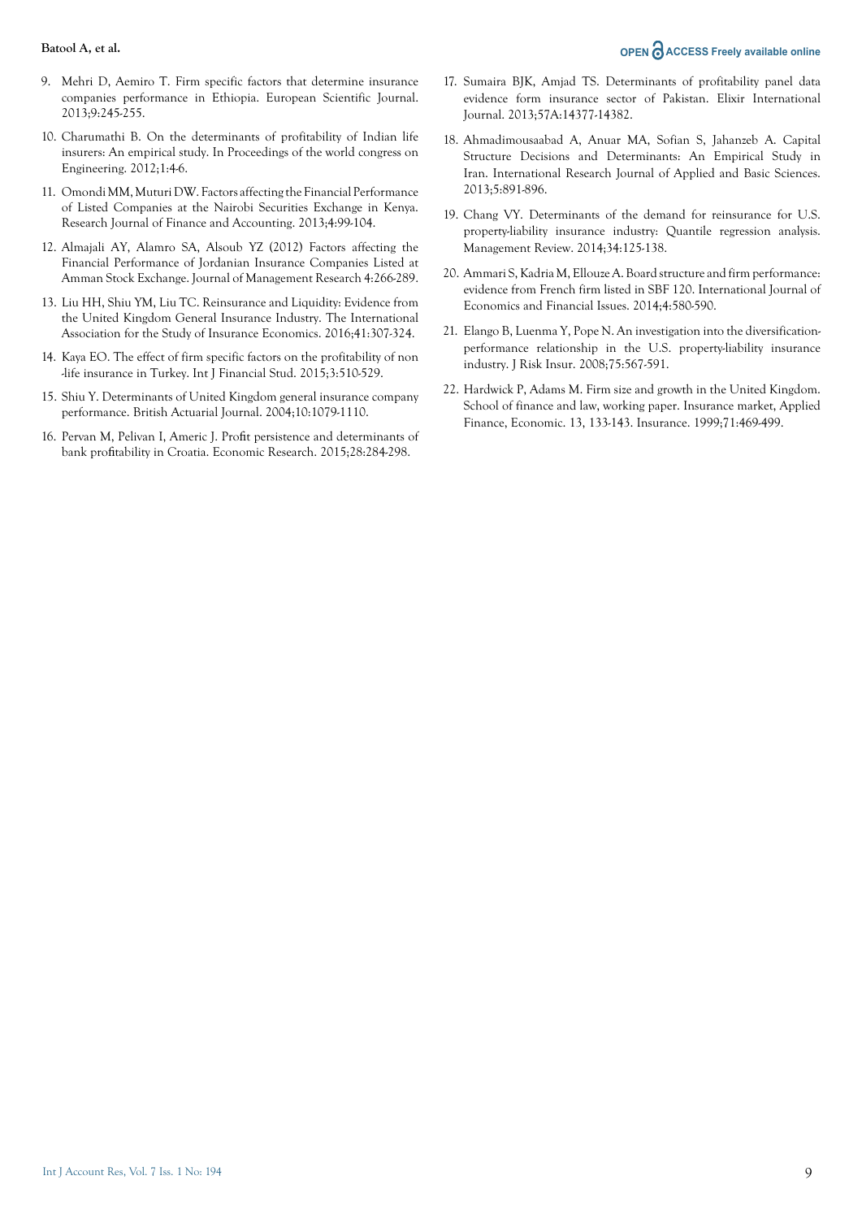9. Mehri D, Aemiro T. Firm specific factors that determine insurance companies performance in Ethiopia. European Scientific Journal. 2013;9:245-255.

10. Charumathi B. On the determinants of profitability of Indian life insurers: An empirical study. In Proceedings of the world congress on Engineering. 2012;1:4-6.

11. Omondi MM, Muturi DW. Factors affecting the Financial Performance of Listed Companies at the Nairobi Securities Exchange in Kenya. Research Journal of Finance and Accounting. 2013;4:99-104.

12. Almajali AY, Alamro SA, Alsoub YZ (2012) Factors affecting the Financial Performance of Jordanian Insurance Companies Listed at Amman Stock Exchange. Journal of Management Research 4:266-289.

13. Liu HH, Shiu YM, Liu TC. Reinsurance and Liquidity: Evidence from the United Kingdom General Insurance Industry. The International Association for the Study of Insurance Economics. 2016;41:307-324.

14. Kaya EO. The effect of firm specific factors on the profitability of non -life insurance in Turkey. Int J Financial Stud. 2015;3:510-529.

15. Shiu Y. Determinants of United Kingdom general insurance company performance. British Actuarial Journal. 2004;10:1079-1110.

16. Pervan M, Pelivan I, Americ J. Profit persistence and determinants of bank profitability in Croatia. Economic Research. 2015;28:284-298.

17. Sumaira BJK, Amjad TS. Determinants of profitability panel data evidence form insurance sector of Pakistan. Elixir International Journal. 2013;57A:14377-14382.

18. Ahmadimousaabad A, Anuar MA, Sofian S, Jahanzeb A. Capital Structure Decisions and Determinants: An Empirical Study in Iran. International Research Journal of Applied and Basic Sciences. 2013;5:891-896.

19. Chang VY. Determinants of the demand for reinsurance for U.S. property-liability insurance industry: Quantile regression analysis. Management Review. 2014;34:125-138.

20. Ammari S, Kadria M, Ellouze A. Board structure and firm performance: evidence from French firm listed in SBF 120. International Journal of Economics and Financial Issues. 2014;4:580-590.

21. Elango B, Luenma Y, Pope N. An investigation into the diversification-performance relationship in the U.S. property-liability insurance industry. J Risk Insur. 2008;75:567-591.

22. Hardwick P, Adams M. Firm size and growth in the United Kingdom. School of finance and law, working paper. Insurance market, Applied Finance, Economic. 13, 133-143. Insurance. 1999;71:469-499.